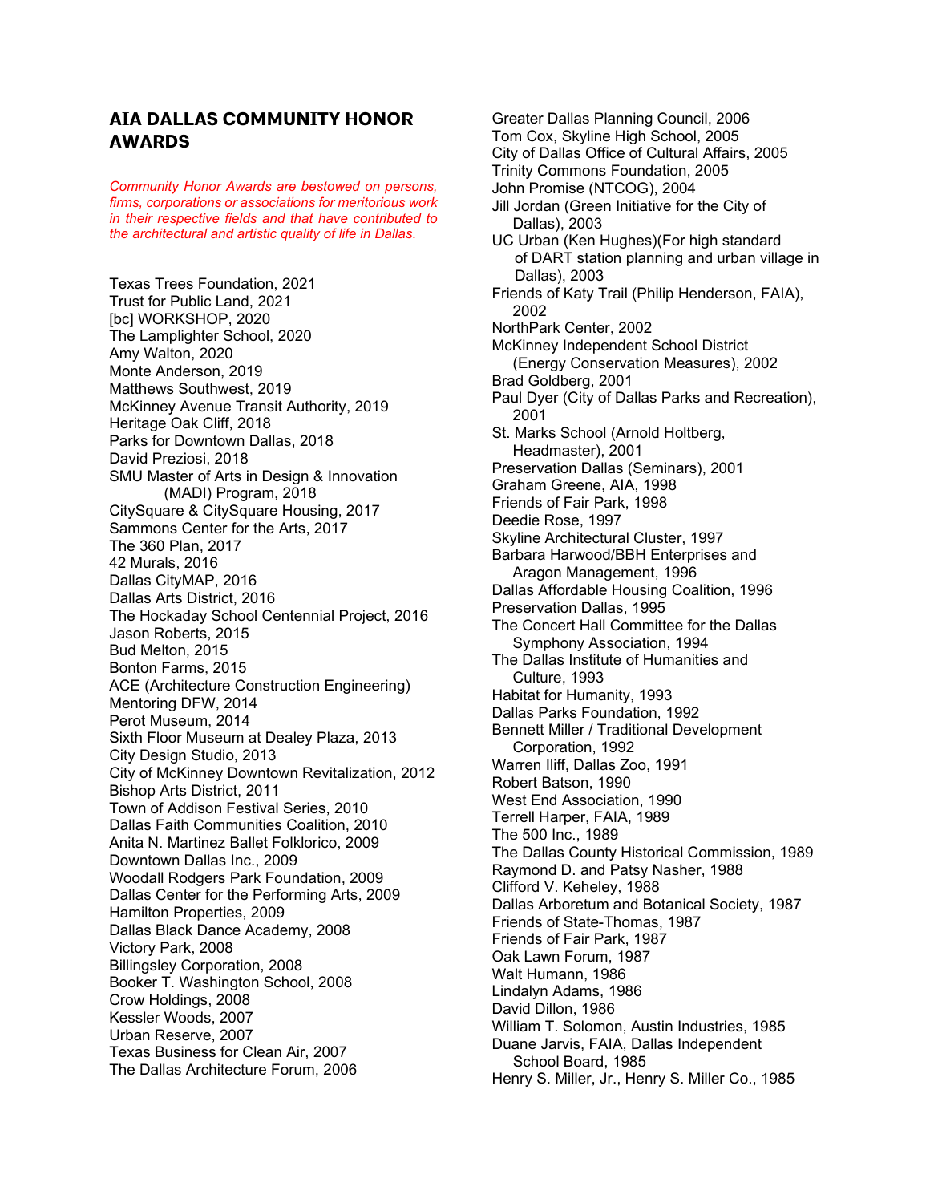# AIA DALLAS COMMUNITY HONOR AWARDS

*Community Honor Awards are bestowed on persons, firms, corporations or associations for meritorious work in their respective fields and that have contributed to the architectural and artistic quality of life in Dallas.*

Texas Trees Foundation, 2021
Trust for Public Land, 2021
[bc] WORKSHOP, 2020
The Lamplighter School, 2020
Amy Walton, 2020
Monte Anderson, 2019
Matthews Southwest, 2019
McKinney Avenue Transit Authority, 2019
Heritage Oak Cliff, 2018
Parks for Downtown Dallas, 2018
David Preziosi, 2018
SMU Master of Arts in Design & Innovation (MADI) Program, 2018
CitySquare & CitySquare Housing, 2017
Sammons Center for the Arts, 2017
The 360 Plan, 2017
42 Murals, 2016
Dallas CityMAP, 2016
Dallas Arts District, 2016
The Hockaday School Centennial Project, 2016
Jason Roberts, 2015
Bud Melton, 2015
Bonton Farms, 2015
ACE (Architecture Construction Engineering) Mentoring DFW, 2014
Perot Museum, 2014
Sixth Floor Museum at Dealey Plaza, 2013
City Design Studio, 2013
City of McKinney Downtown Revitalization, 2012
Bishop Arts District, 2011
Town of Addison Festival Series, 2010
Dallas Faith Communities Coalition, 2010
Anita N. Martinez Ballet Folklorico, 2009
Downtown Dallas Inc., 2009
Woodall Rodgers Park Foundation, 2009
Dallas Center for the Performing Arts, 2009
Hamilton Properties, 2009
Dallas Black Dance Academy, 2008
Victory Park, 2008
Billingsley Corporation, 2008
Booker T. Washington School, 2008
Crow Holdings, 2008
Kessler Woods, 2007
Urban Reserve, 2007
Texas Business for Clean Air, 2007
The Dallas Architecture Forum, 2006
Greater Dallas Planning Council, 2006
Tom Cox, Skyline High School, 2005
City of Dallas Office of Cultural Affairs, 2005
Trinity Commons Foundation, 2005
John Promise (NTCOG), 2004
Jill Jordan (Green Initiative for the City of Dallas), 2003
UC Urban (Ken Hughes)(For high standard of DART station planning and urban village in Dallas), 2003
Friends of Katy Trail (Philip Henderson, FAIA), 2002
NorthPark Center, 2002
McKinney Independent School District (Energy Conservation Measures), 2002
Brad Goldberg, 2001
Paul Dyer (City of Dallas Parks and Recreation), 2001
St. Marks School (Arnold Holtberg, Headmaster), 2001
Preservation Dallas (Seminars), 2001
Graham Greene, AIA, 1998
Friends of Fair Park, 1998
Deedie Rose, 1997
Skyline Architectural Cluster, 1997
Barbara Harwood/BBH Enterprises and Aragon Management, 1996
Dallas Affordable Housing Coalition, 1996
Preservation Dallas, 1995
The Concert Hall Committee for the Dallas Symphony Association, 1994
The Dallas Institute of Humanities and Culture, 1993
Habitat for Humanity, 1993
Dallas Parks Foundation, 1992
Bennett Miller / Traditional Development Corporation, 1992
Warren Iliff, Dallas Zoo, 1991
Robert Batson, 1990
West End Association, 1990
Terrell Harper, FAIA, 1989
The 500 Inc., 1989
The Dallas County Historical Commission, 1989
Raymond D. and Patsy Nasher, 1988
Clifford V. Keheley, 1988
Dallas Arboretum and Botanical Society, 1987
Friends of State-Thomas, 1987
Friends of Fair Park, 1987
Oak Lawn Forum, 1987
Walt Humann, 1986
Lindalyn Adams, 1986
David Dillon, 1986
William T. Solomon, Austin Industries, 1985
Duane Jarvis, FAIA, Dallas Independent School Board, 1985
Henry S. Miller, Jr., Henry S. Miller Co., 1985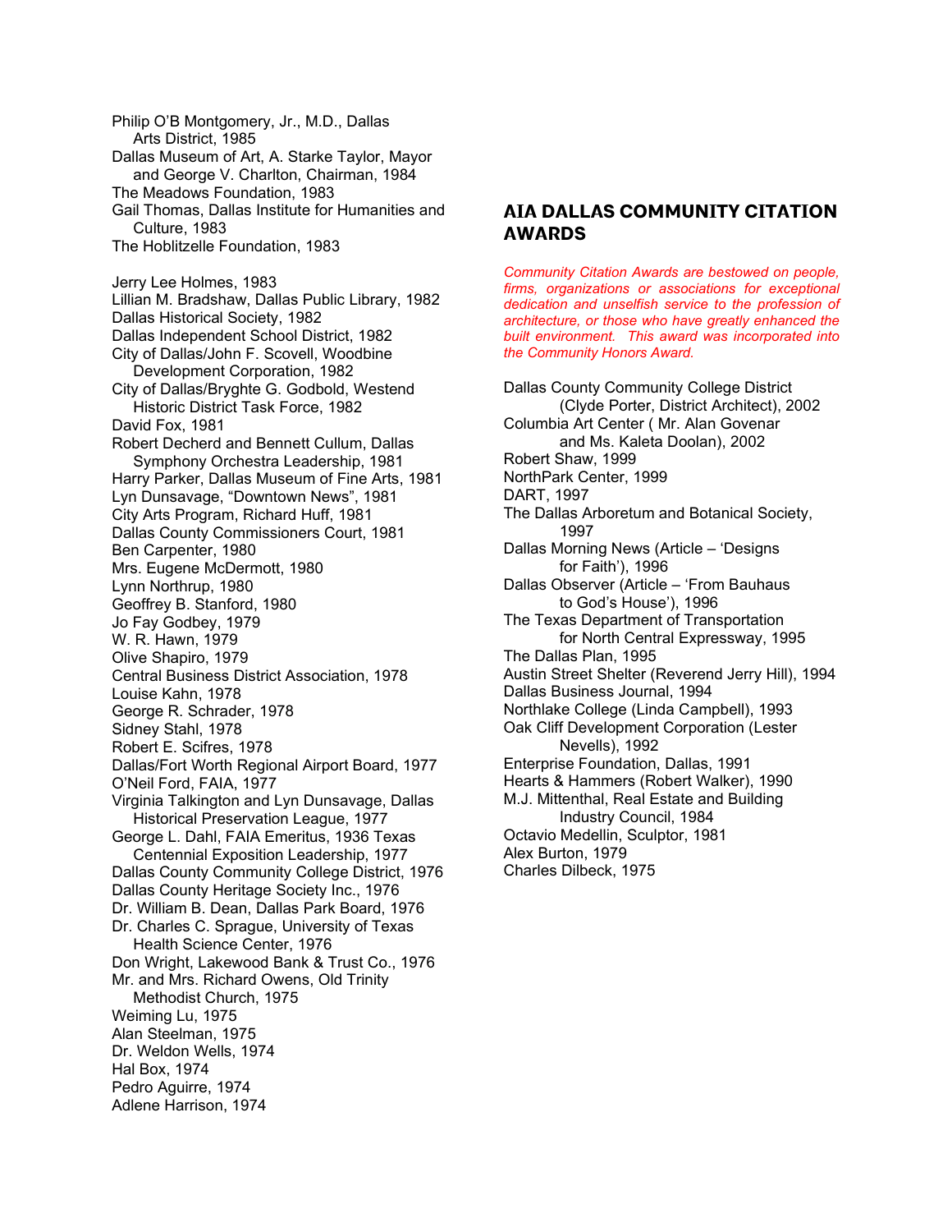Philip O'B Montgomery, Jr., M.D., Dallas Arts District, 1985
Dallas Museum of Art, A. Starke Taylor, Mayor and George V. Charlton, Chairman, 1984
The Meadows Foundation, 1983
Gail Thomas, Dallas Institute for Humanities and Culture, 1983
The Hoblitzelle Foundation, 1983

Jerry Lee Holmes, 1983
Lillian M. Bradshaw, Dallas Public Library, 1982
Dallas Historical Society, 1982
Dallas Independent School District, 1982
City of Dallas/John F. Scovell, Woodbine Development Corporation, 1982
City of Dallas/Bryghte G. Godbold, Westend Historic District Task Force, 1982
David Fox, 1981
Robert Decherd and Bennett Cullum, Dallas Symphony Orchestra Leadership, 1981
Harry Parker, Dallas Museum of Fine Arts, 1981
Lyn Dunsavage, "Downtown News", 1981
City Arts Program, Richard Huff, 1981
Dallas County Commissioners Court, 1981
Ben Carpenter, 1980
Mrs. Eugene McDermott, 1980
Lynn Northrup, 1980
Geoffrey B. Stanford, 1980
Jo Fay Godbey, 1979
W. R. Hawn, 1979
Olive Shapiro, 1979
Central Business District Association, 1978
Louise Kahn, 1978
George R. Schrader, 1978
Sidney Stahl, 1978
Robert E. Scifres, 1978
Dallas/Fort Worth Regional Airport Board, 1977
O'Neil Ford, FAIA, 1977
Virginia Talkington and Lyn Dunsavage, Dallas Historical Preservation League, 1977
George L. Dahl, FAIA Emeritus, 1936 Texas Centennial Exposition Leadership, 1977
Dallas County Community College District, 1976
Dallas County Heritage Society Inc., 1976
Dr. William B. Dean, Dallas Park Board, 1976
Dr. Charles C. Sprague, University of Texas Health Science Center, 1976
Don Wright, Lakewood Bank & Trust Co., 1976
Mr. and Mrs. Richard Owens, Old Trinity Methodist Church, 1975
Weiming Lu, 1975
Alan Steelman, 1975
Dr. Weldon Wells, 1974
Hal Box, 1974
Pedro Aguirre, 1974
Adlene Harrison, 1974

## AIA DALLAS COMMUNITY CITATION AWARDS

*Community Citation Awards are bestowed on people, firms, organizations or associations for exceptional dedication and unselfish service to the profession of architecture, or those who have greatly enhanced the built environment. This award was incorporated into the Community Honors Award.*

Dallas County Community College District (Clyde Porter, District Architect), 2002
Columbia Art Center ( Mr. Alan Govenar and Ms. Kaleta Doolan), 2002
Robert Shaw, 1999
NorthPark Center, 1999
DART, 1997
The Dallas Arboretum and Botanical Society, 1997
Dallas Morning News (Article – 'Designs for Faith'), 1996
Dallas Observer (Article – 'From Bauhaus to God's House'), 1996
The Texas Department of Transportation for North Central Expressway, 1995
The Dallas Plan, 1995
Austin Street Shelter (Reverend Jerry Hill), 1994
Dallas Business Journal, 1994
Northlake College (Linda Campbell), 1993
Oak Cliff Development Corporation (Lester Nevells), 1992
Enterprise Foundation, Dallas, 1991
Hearts & Hammers (Robert Walker), 1990
M.J. Mittenthal, Real Estate and Building Industry Council, 1984
Octavio Medellin, Sculptor, 1981
Alex Burton, 1979
Charles Dilbeck, 1975